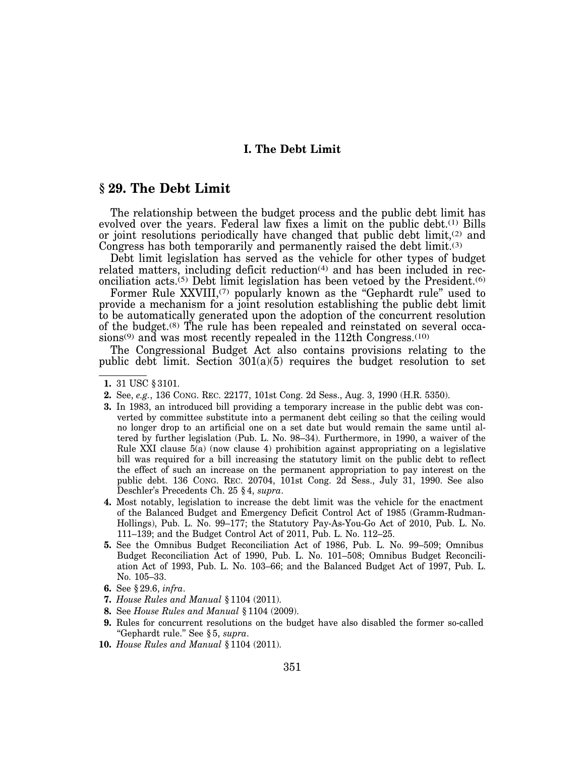## I. The Debt Limit

## § 29. The Debt Limit

The relationship between the budget process and the public debt limit has evolved over the years. Federal law fixes a limit on the public debt.(1) Bills or joint resolutions periodically have changed that public debt limit,(2) and Congress has both temporarily and permanently raised the debt limit.(3)

Debt limit legislation has served as the vehicle for other types of budget related matters, including deficit reduction(4) and has been included in reconciliation acts.(5) Debt limit legislation has been vetoed by the President.(6)

Former Rule XXVIII,(7) popularly known as the "Gephardt rule" used to provide a mechanism for a joint resolution establishing the public debt limit to be automatically generated upon the adoption of the concurrent resolution of the budget.(8) The rule has been repealed and reinstated on several occasions(9) and was most recently repealed in the 112th Congress.(10)

The Congressional Budget Act also contains provisions relating to the public debt limit. Section 301(a)(5) requires the budget resolution to set

---

**1.** 31 USC § 3101.

**2.** See, *e.g.*, 136 CONG. REC. 22177, 101st Cong. 2d Sess., Aug. 3, 1990 (H.R. 5350).

**3.** In 1983, an introduced bill providing a temporary increase in the public debt was converted by committee substitute into a permanent debt ceiling so that the ceiling would no longer drop to an artificial one on a set date but would remain the same until altered by further legislation (Pub. L. No. 98–34). Furthermore, in 1990, a waiver of the Rule XXI clause 5(a) (now clause 4) prohibition against appropriating on a legislative bill was required for a bill increasing the statutory limit on the public debt to reflect the effect of such an increase on the permanent appropriation to pay interest on the public debt. 136 CONG. REC. 20704, 101st Cong. 2d Sess., July 31, 1990. See also Deschler's Precedents Ch. 25 § 4, *supra*.

**4.** Most notably, legislation to increase the debt limit was the vehicle for the enactment of the Balanced Budget and Emergency Deficit Control Act of 1985 (Gramm-Rudman-Hollings), Pub. L. No. 99–177; the Statutory Pay-As-You-Go Act of 2010, Pub. L. No. 111–139; and the Budget Control Act of 2011, Pub. L. No. 112–25.

**5.** See the Omnibus Budget Reconciliation Act of 1986, Pub. L. No. 99–509; Omnibus Budget Reconciliation Act of 1990, Pub. L. No. 101–508; Omnibus Budget Reconciliation Act of 1993, Pub. L. No. 103–66; and the Balanced Budget Act of 1997, Pub. L. No. 105–33.

**6.** See § 29.6, *infra*.

**7.** *House Rules and Manual* § 1104 (2011).

**8.** See *House Rules and Manual* § 1104 (2009).

**9.** Rules for concurrent resolutions on the budget have also disabled the former so-called "Gephardt rule." See § 5, *supra*.

**10.** *House Rules and Manual* § 1104 (2011).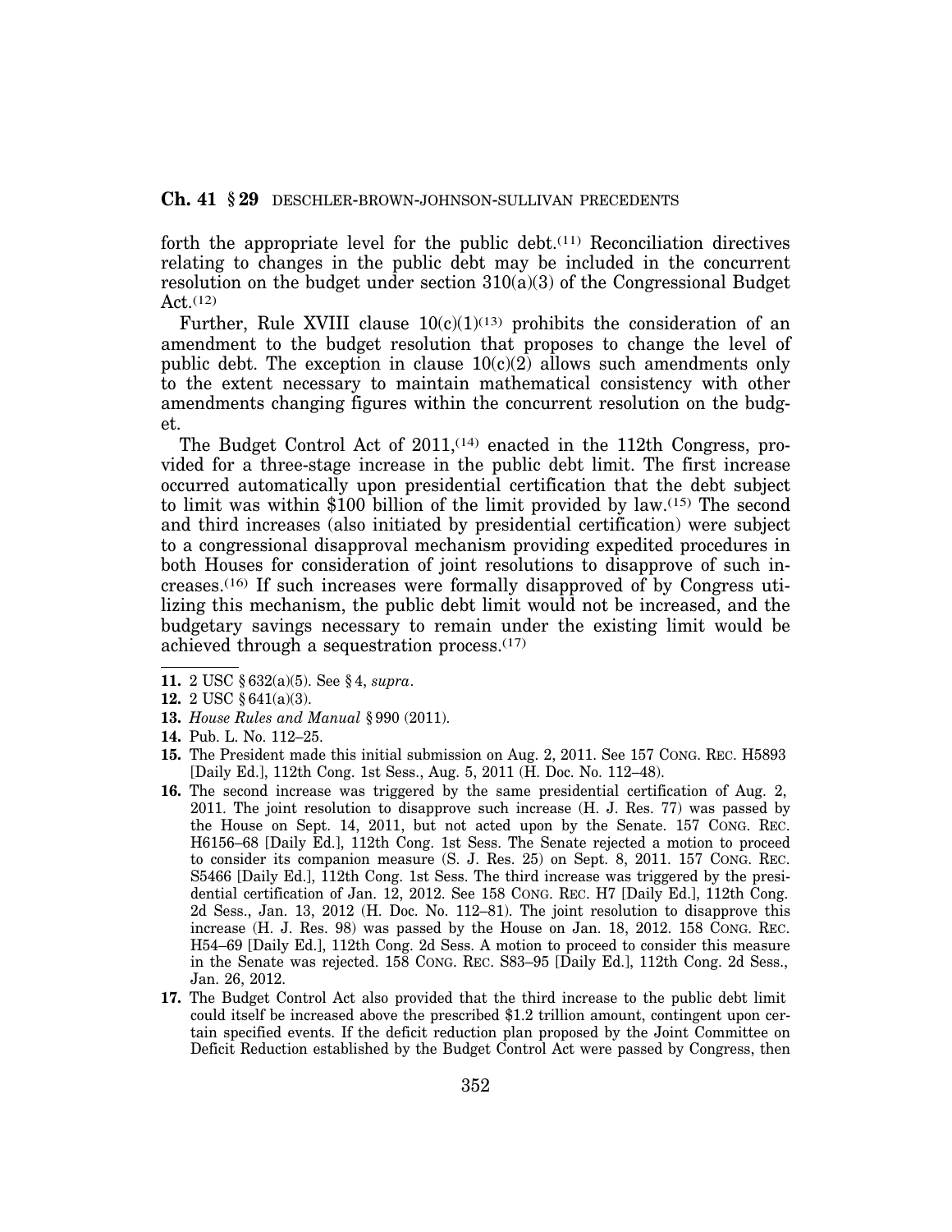forth the appropriate level for the public debt.[11] Reconciliation directives relating to changes in the public debt may be included in the concurrent resolution on the budget under section 310(a)(3) of the Congressional Budget Act.[12]

Further, Rule XVIII clause 10(c)(1)[13] prohibits the consideration of an amendment to the budget resolution that proposes to change the level of public debt. The exception in clause 10(c)(2) allows such amendments only to the extent necessary to maintain mathematical consistency with other amendments changing figures within the concurrent resolution on the budget.

The Budget Control Act of 2011,[14] enacted in the 112th Congress, provided for a three-stage increase in the public debt limit. The first increase occurred automatically upon presidential certification that the debt subject to limit was within $100 billion of the limit provided by law.[15] The second and third increases (also initiated by presidential certification) were subject to a congressional disapproval mechanism providing expedited procedures in both Houses for consideration of joint resolutions to disapprove of such increases.[16] If such increases were formally disapproved of by Congress utilizing this mechanism, the public debt limit would not be increased, and the budgetary savings necessary to remain under the existing limit would be achieved through a sequestration process.[17]

---

**11.** 2 USC § 632(a)(5). See § 4, *supra*.

**12.** 2 USC § 641(a)(3).

**13.** *House Rules and Manual* § 990 (2011).

**14.** Pub. L. No. 112–25.

**15.** The President made this initial submission on Aug. 2, 2011. See 157 CONG. REC. H5893 [Daily Ed.], 112th Cong. 1st Sess., Aug. 5, 2011 (H. Doc. No. 112–48).

**16.** The second increase was triggered by the same presidential certification of Aug. 2, 2011. The joint resolution to disapprove such increase (H. J. Res. 77) was passed by the House on Sept. 14, 2011, but not acted upon by the Senate. 157 CONG. REC. H6156–68 [Daily Ed.], 112th Cong. 1st Sess. The Senate rejected a motion to proceed to consider its companion measure (S. J. Res. 25) on Sept. 8, 2011. 157 CONG. REC. S5466 [Daily Ed.], 112th Cong. 1st Sess. The third increase was triggered by the presidential certification of Jan. 12, 2012. See 158 CONG. REC. H7 [Daily Ed.], 112th Cong. 2d Sess., Jan. 13, 2012 (H. Doc. No. 112–81). The joint resolution to disapprove this increase (H. J. Res. 98) was passed by the House on Jan. 18, 2012. 158 CONG. REC. H54–69 [Daily Ed.], 112th Cong. 2d Sess. A motion to proceed to consider this measure in the Senate was rejected. 158 CONG. REC. S83–95 [Daily Ed.], 112th Cong. 2d Sess., Jan. 26, 2012.

**17.** The Budget Control Act also provided that the third increase to the public debt limit could itself be increased above the prescribed $1.2 trillion amount, contingent upon certain specified events. If the deficit reduction plan proposed by the Joint Committee on Deficit Reduction established by the Budget Control Act were passed by Congress, then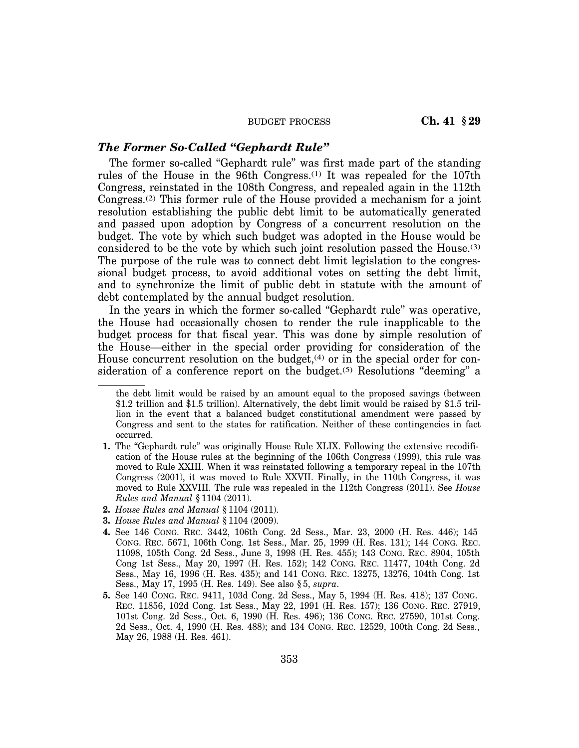### *The Former So-Called "Gephardt Rule"*

The former so-called "Gephardt rule" was first made part of the standing rules of the House in the 96th Congress.[1] It was repealed for the 107th Congress, reinstated in the 108th Congress, and repealed again in the 112th Congress.[2] This former rule of the House provided a mechanism for a joint resolution establishing the public debt limit to be automatically generated and passed upon adoption by Congress of a concurrent resolution on the budget. The vote by which such budget was adopted in the House would be considered to be the vote by which such joint resolution passed the House.[3] The purpose of the rule was to connect debt limit legislation to the congressional budget process, to avoid additional votes on setting the debt limit, and to synchronize the limit of public debt in statute with the amount of debt contemplated by the annual budget resolution.

In the years in which the former so-called "Gephardt rule" was operative, the House had occasionally chosen to render the rule inapplicable to the budget process for that fiscal year. This was done by simple resolution of the House—either in the special order providing for consideration of the House concurrent resolution on the budget,[4] or in the special order for consideration of a conference report on the budget.[5] Resolutions "deeming" a

---

the debt limit would be raised by an amount equal to the proposed savings (between $1.2 trillion and $1.5 trillion). Alternatively, the debt limit would be raised by $1.5 trillion in the event that a balanced budget constitutional amendment were passed by Congress and sent to the states for ratification. Neither of these contingencies in fact occurred.

**1.** The "Gephardt rule" was originally House Rule XLIX. Following the extensive recodification of the House rules at the beginning of the 106th Congress (1999), this rule was moved to Rule XXIII. When it was reinstated following a temporary repeal in the 107th Congress (2001), it was moved to Rule XXVII. Finally, in the 110th Congress, it was moved to Rule XXVIII. The rule was repealed in the 112th Congress (2011). See *House Rules and Manual* § 1104 (2011).

**2.** *House Rules and Manual* § 1104 (2011).

**3.** *House Rules and Manual* § 1104 (2009).

**4.** See 146 CONG. REC. 3442, 106th Cong. 2d Sess., Mar. 23, 2000 (H. Res. 446); 145 CONG. REC. 5671, 106th Cong. 1st Sess., Mar. 25, 1999 (H. Res. 131); 144 CONG. REC. 11098, 105th Cong. 2d Sess., June 3, 1998 (H. Res. 455); 143 CONG. REC. 8904, 105th Cong 1st Sess., May 20, 1997 (H. Res. 152); 142 CONG. REC. 11477, 104th Cong. 2d Sess., May 16, 1996 (H. Res. 435); and 141 CONG. REC. 13275, 13276, 104th Cong. 1st Sess., May 17, 1995 (H. Res. 149). See also § 5, *supra*.

**5.** See 140 CONG. REC. 9411, 103d Cong. 2d Sess., May 5, 1994 (H. Res. 418); 137 CONG. REC. 11856, 102d Cong. 1st Sess., May 22, 1991 (H. Res. 157); 136 CONG. REC. 27919, 101st Cong. 2d Sess., Oct. 6, 1990 (H. Res. 496); 136 CONG. REC. 27590, 101st Cong. 2d Sess., Oct. 4, 1990 (H. Res. 488); and 134 CONG. REC. 12529, 100th Cong. 2d Sess., May 26, 1988 (H. Res. 461).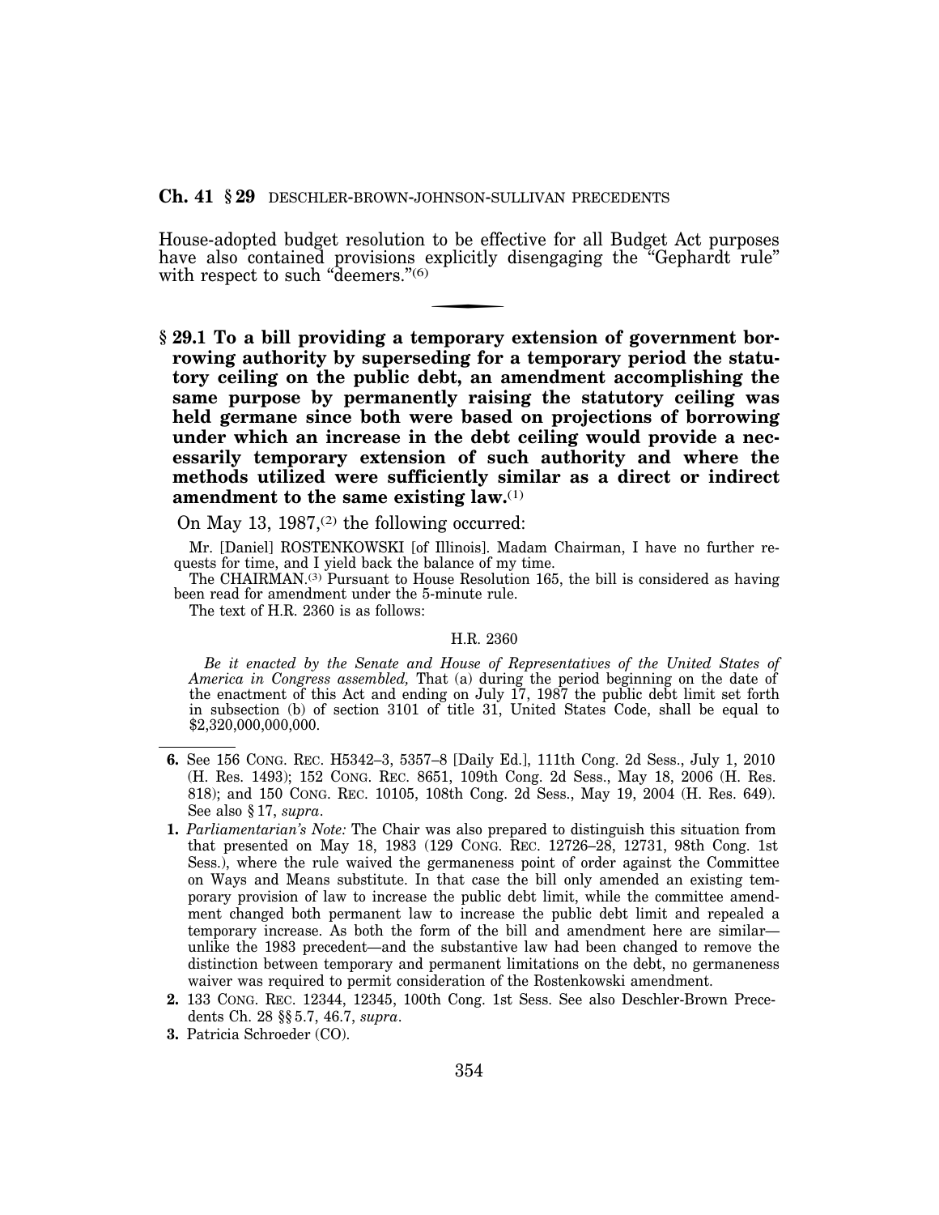House-adopted budget resolution to be effective for all Budget Act purposes have also contained provisions explicitly disengaging the "Gephardt rule" with respect to such "deemers."[6]

---

**§ 29.1 To a bill providing a temporary extension of government borrowing authority by superseding for a temporary period the statutory ceiling on the public debt, an amendment accomplishing the same purpose by permanently raising the statutory ceiling was held germane since both were based on projections of borrowing under which an increase in the debt ceiling would provide a necessarily temporary extension of such authority and where the methods utilized were sufficiently similar as a direct or indirect amendment to the same existing law.**[1]

On May 13, 1987,[2] the following occurred:

Mr. [Daniel] ROSTENKOWSKI [of Illinois]. Madam Chairman, I have no further requests for time, and I yield back the balance of my time.

The CHAIRMAN.[3] Pursuant to House Resolution 165, the bill is considered as having been read for amendment under the 5-minute rule.

The text of H.R. 2360 is as follows:

H.R. 2360

*Be it enacted by the Senate and House of Representatives of the United States of America in Congress assembled,* That (a) during the period beginning on the date of the enactment of this Act and ending on July 17, 1987 the public debt limit set forth in subsection (b) of section 3101 of title 31, United States Code, shall be equal to $2,320,000,000,000.

---

**6.** See 156 CONG. REC. H5342–3, 5357–8 [Daily Ed.], 111th Cong. 2d Sess., July 1, 2010 (H. Res. 1493); 152 CONG. REC. 8651, 109th Cong. 2d Sess., May 18, 2006 (H. Res. 818); and 150 CONG. REC. 10105, 108th Cong. 2d Sess., May 19, 2004 (H. Res. 649). See also § 17, *supra*.

**1.** *Parliamentarian's Note:* The Chair was also prepared to distinguish this situation from that presented on May 18, 1983 (129 CONG. REC. 12726–28, 12731, 98th Cong. 1st Sess.), where the rule waived the germaneness point of order against the Committee on Ways and Means substitute. In that case the bill only amended an existing temporary provision of law to increase the public debt limit, while the committee amendment changed both permanent law to increase the public debt limit and repealed a temporary increase. As both the form of the bill and amendment here are similar—unlike the 1983 precedent—and the substantive law had been changed to remove the distinction between temporary and permanent limitations on the debt, no germaneness waiver was required to permit consideration of the Rostenkowski amendment.

**2.** 133 CONG. REC. 12344, 12345, 100th Cong. 1st Sess. See also Deschler-Brown Precedents Ch. 28 §§ 5.7, 46.7, *supra*.

**3.** Patricia Schroeder (CO).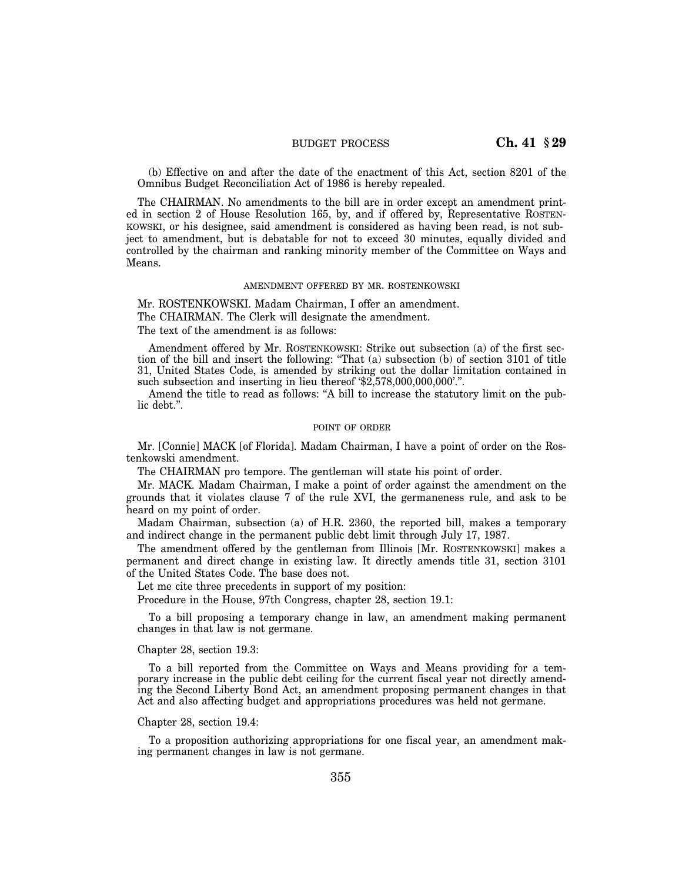(b) Effective on and after the date of the enactment of this Act, section 8201 of the Omnibus Budget Reconciliation Act of 1986 is hereby repealed.

The CHAIRMAN. No amendments to the bill are in order except an amendment printed in section 2 of House Resolution 165, by, and if offered by, Representative ROSTENKOWSKI, or his designee, said amendment is considered as having been read, is not subject to amendment, but is debatable for not to exceed 30 minutes, equally divided and controlled by the chairman and ranking minority member of the Committee on Ways and Means.

AMENDMENT OFFERED BY MR. ROSTENKOWSKI

Mr. ROSTENKOWSKI. Madam Chairman, I offer an amendment.

The CHAIRMAN. The Clerk will designate the amendment.

The text of the amendment is as follows:

> Amendment offered by Mr. ROSTENKOWSKI: Strike out subsection (a) of the first section of the bill and insert the following: "That (a) subsection (b) of section 3101 of title 31, United States Code, is amended by striking out the dollar limitation contained in such subsection and inserting in lieu thereof '$2,578,000,000,000'.".
>
> Amend the title to read as follows: "A bill to increase the statutory limit on the public debt.".

POINT OF ORDER

Mr. [Connie] MACK [of Florida]. Madam Chairman, I have a point of order on the Rostenkowski amendment.

The CHAIRMAN pro tempore. The gentleman will state his point of order.

Mr. MACK. Madam Chairman, I make a point of order against the amendment on the grounds that it violates clause 7 of the rule XVI, the germaneness rule, and ask to be heard on my point of order.

Madam Chairman, subsection (a) of H.R. 2360, the reported bill, makes a temporary and indirect change in the permanent public debt limit through July 17, 1987.

The amendment offered by the gentleman from Illinois [Mr. ROSTENKOWSKI] makes a permanent and direct change in existing law. It directly amends title 31, section 3101 of the United States Code. The base does not.

Let me cite three precedents in support of my position:

Procedure in the House, 97th Congress, chapter 28, section 19.1:

> To a bill proposing a temporary change in law, an amendment making permanent changes in that law is not germane.

Chapter 28, section 19.3:

> To a bill reported from the Committee on Ways and Means providing for a temporary increase in the public debt ceiling for the current fiscal year not directly amending the Second Liberty Bond Act, an amendment proposing permanent changes in that Act and also affecting budget and appropriations procedures was held not germane.

Chapter 28, section 19.4:

> To a proposition authorizing appropriations for one fiscal year, an amendment making permanent changes in law is not germane.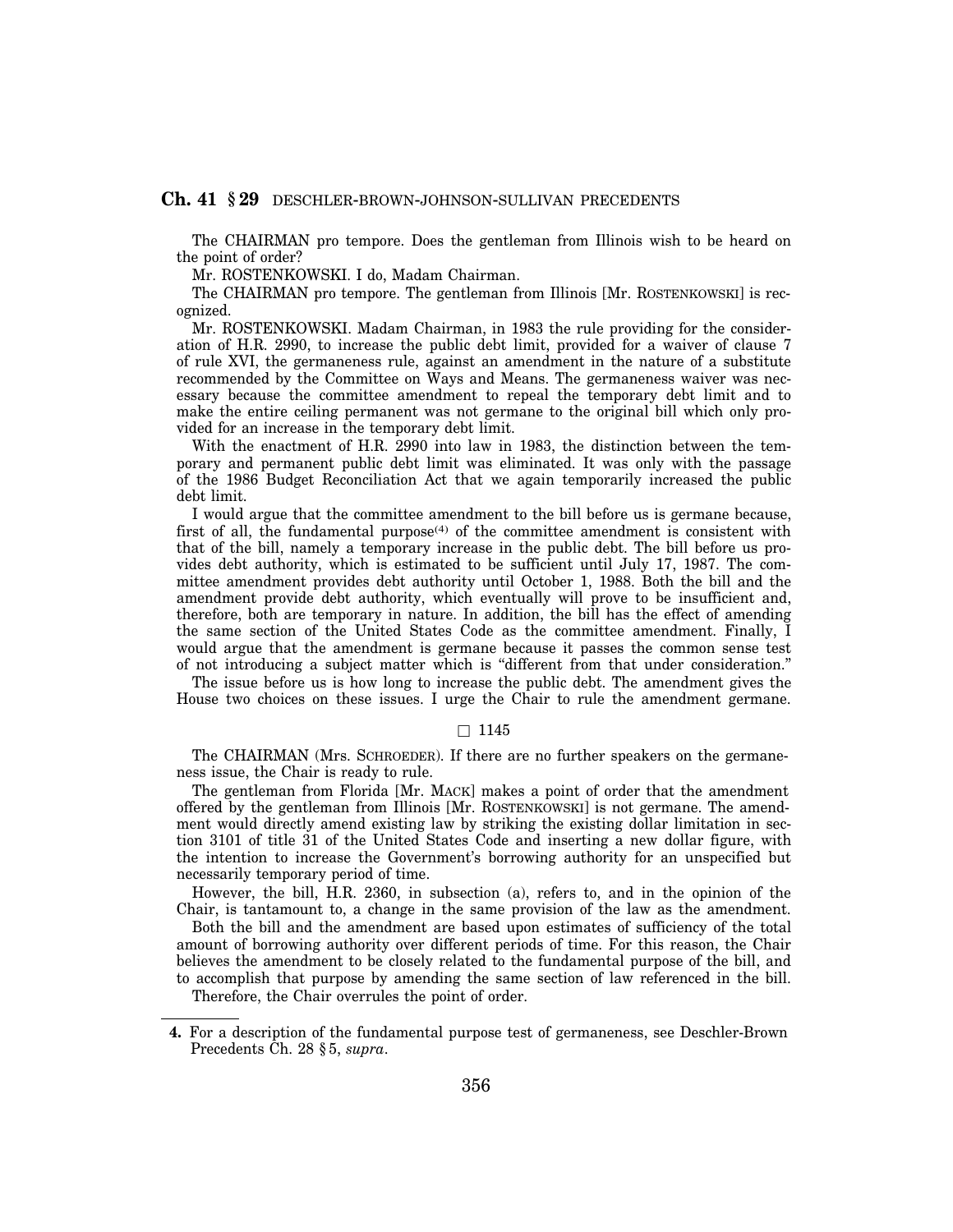The CHAIRMAN pro tempore. Does the gentleman from Illinois wish to be heard on the point of order?

Mr. ROSTENKOWSKI. I do, Madam Chairman.

The CHAIRMAN pro tempore. The gentleman from Illinois [Mr. ROSTENKOWSKI] is recognized.

Mr. ROSTENKOWSKI. Madam Chairman, in 1983 the rule providing for the consideration of H.R. 2990, to increase the public debt limit, provided for a waiver of clause 7 of rule XVI, the germaneness rule, against an amendment in the nature of a substitute recommended by the Committee on Ways and Means. The germaneness waiver was necessary because the committee amendment to repeal the temporary debt limit and to make the entire ceiling permanent was not germane to the original bill which only provided for an increase in the temporary debt limit.

With the enactment of H.R. 2990 into law in 1983, the distinction between the temporary and permanent public debt limit was eliminated. It was only with the passage of the 1986 Budget Reconciliation Act that we again temporarily increased the public debt limit.

I would argue that the committee amendment to the bill before us is germane because, first of all, the fundamental purpose[4] of the committee amendment is consistent with that of the bill, namely a temporary increase in the public debt. The bill before us provides debt authority, which is estimated to be sufficient until July 17, 1987. The committee amendment provides debt authority until October 1, 1988. Both the bill and the amendment provide debt authority, which eventually will prove to be insufficient and, therefore, both are temporary in nature. In addition, the bill has the effect of amending the same section of the United States Code as the committee amendment. Finally, I would argue that the amendment is germane because it passes the common sense test of not introducing a subject matter which is "different from that under consideration."

The issue before us is how long to increase the public debt. The amendment gives the House two choices on these issues. I urge the Chair to rule the amendment germane.

□ 1145

The CHAIRMAN (Mrs. SCHROEDER). If there are no further speakers on the germaneness issue, the Chair is ready to rule.

The gentleman from Florida [Mr. MACK] makes a point of order that the amendment offered by the gentleman from Illinois [Mr. ROSTENKOWSKI] is not germane. The amendment would directly amend existing law by striking the existing dollar limitation in section 3101 of title 31 of the United States Code and inserting a new dollar figure, with the intention to increase the Government's borrowing authority for an unspecified but necessarily temporary period of time.

However, the bill, H.R. 2360, in subsection (a), refers to, and in the opinion of the Chair, is tantamount to, a change in the same provision of the law as the amendment.

Both the bill and the amendment are based upon estimates of sufficiency of the total amount of borrowing authority over different periods of time. For this reason, the Chair believes the amendment to be closely related to the fundamental purpose of the bill, and to accomplish that purpose by amending the same section of law referenced in the bill.

Therefore, the Chair overrules the point of order.

---

**4.** For a description of the fundamental purpose test of germaneness, see Deschler-Brown Precedents Ch. 28 § 5, *supra*.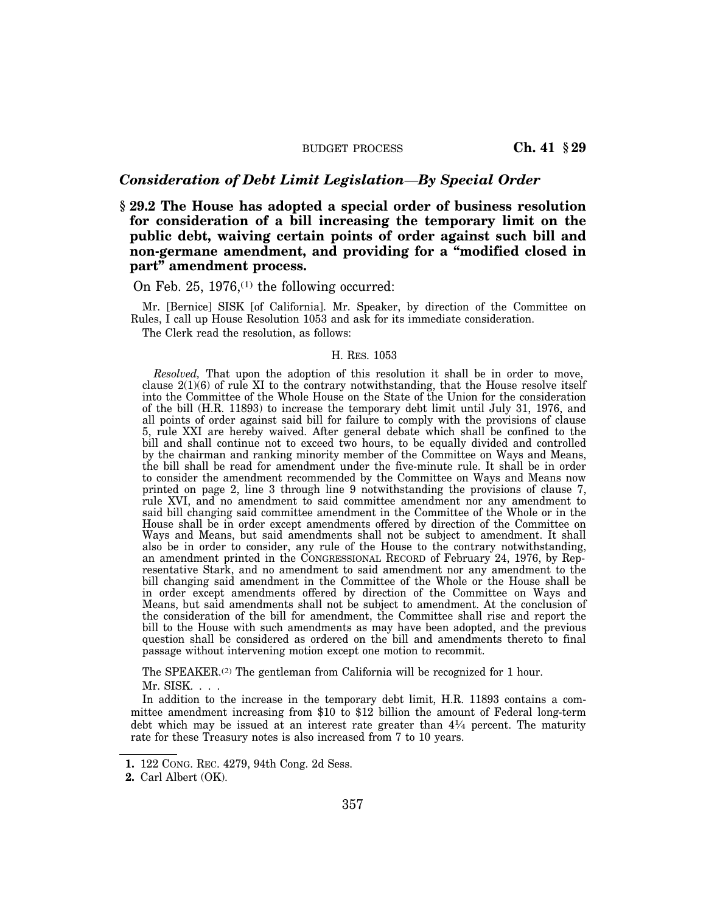## *Consideration of Debt Limit Legislation—By Special Order*

**§ 29.2 The House has adopted a special order of business resolution for consideration of a bill increasing the temporary limit on the public debt, waiving certain points of order against such bill and non-germane amendment, and providing for a "modified closed in part" amendment process.**

On Feb. 25, 1976,[1] the following occurred:

Mr. [Bernice] SISK [of California]. Mr. Speaker, by direction of the Committee on Rules, I call up House Resolution 1053 and ask for its immediate consideration.

The Clerk read the resolution, as follows:

H. RES. 1053

*Resolved,* That upon the adoption of this resolution it shall be in order to move, clause 2(1)(6) of rule XI to the contrary notwithstanding, that the House resolve itself into the Committee of the Whole House on the State of the Union for the consideration of the bill (H.R. 11893) to increase the temporary debt limit until July 31, 1976, and all points of order against said bill for failure to comply with the provisions of clause 5, rule XXI are hereby waived. After general debate which shall be confined to the bill and shall continue not to exceed two hours, to be equally divided and controlled by the chairman and ranking minority member of the Committee on Ways and Means, the bill shall be read for amendment under the five-minute rule. It shall be in order to consider the amendment recommended by the Committee on Ways and Means now printed on page 2, line 3 through line 9 notwithstanding the provisions of clause 7, rule XVI, and no amendment to said committee amendment nor any amendment to said bill changing said committee amendment in the Committee of the Whole or in the House shall be in order except amendments offered by direction of the Committee on Ways and Means, but said amendments shall not be subject to amendment. It shall also be in order to consider, any rule of the House to the contrary notwithstanding, an amendment printed in the CONGRESSIONAL RECORD of February 24, 1976, by Representative Stark, and no amendment to said amendment nor any amendment to the bill changing said amendment in the Committee of the Whole or the House shall be in order except amendments offered by direction of the Committee on Ways and Means, but said amendments shall not be subject to amendment. At the conclusion of the consideration of the bill for amendment, the Committee shall rise and report the bill to the House with such amendments as may have been adopted, and the previous question shall be considered as ordered on the bill and amendments thereto to final passage without intervening motion except one motion to recommit.

The SPEAKER.[2] The gentleman from California will be recognized for 1 hour.

Mr. SISK. . . .

In addition to the increase in the temporary debt limit, H.R. 11893 contains a committee amendment increasing from $10 to $12 billion the amount of Federal long-term debt which may be issued at an interest rate greater than 4¼ percent. The maturity rate for these Treasury notes is also increased from 7 to 10 years.

---

**1.** 122 CONG. REC. 4279, 94th Cong. 2d Sess.

**2.** Carl Albert (OK).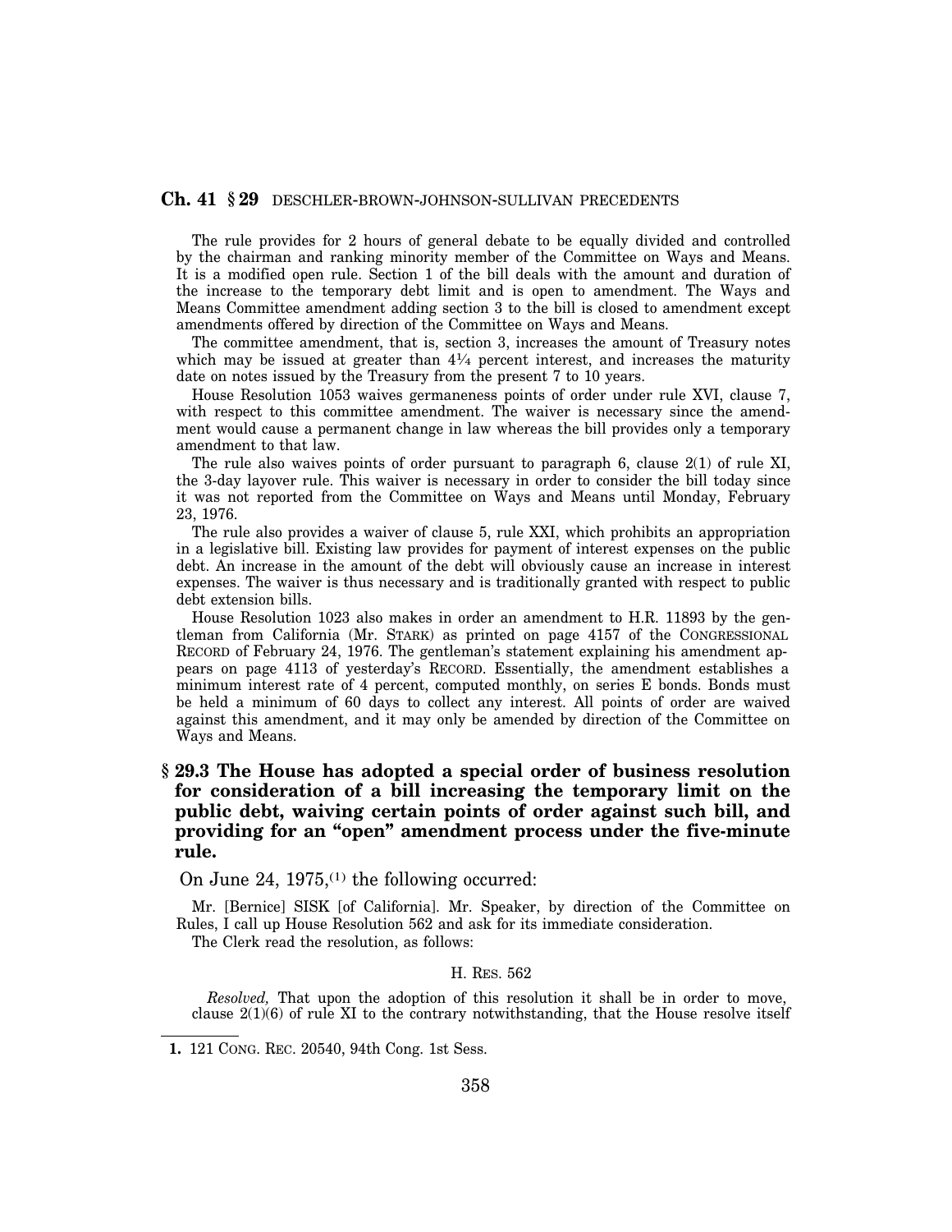The rule provides for 2 hours of general debate to be equally divided and controlled by the chairman and ranking minority member of the Committee on Ways and Means. It is a modified open rule. Section 1 of the bill deals with the amount and duration of the increase to the temporary debt limit and is open to amendment. The Ways and Means Committee amendment adding section 3 to the bill is closed to amendment except amendments offered by direction of the Committee on Ways and Means.

The committee amendment, that is, section 3, increases the amount of Treasury notes which may be issued at greater than 4¼ percent interest, and increases the maturity date on notes issued by the Treasury from the present 7 to 10 years.

House Resolution 1053 waives germaneness points of order under rule XVI, clause 7, with respect to this committee amendment. The waiver is necessary since the amendment would cause a permanent change in law whereas the bill provides only a temporary amendment to that law.

The rule also waives points of order pursuant to paragraph 6, clause 2(1) of rule XI, the 3-day layover rule. This waiver is necessary in order to consider the bill today since it was not reported from the Committee on Ways and Means until Monday, February 23, 1976.

The rule also provides a waiver of clause 5, rule XXI, which prohibits an appropriation in a legislative bill. Existing law provides for payment of interest expenses on the public debt. An increase in the amount of the debt will obviously cause an increase in interest expenses. The waiver is thus necessary and is traditionally granted with respect to public debt extension bills.

House Resolution 1023 also makes in order an amendment to H.R. 11893 by the gentleman from California (Mr. STARK) as printed on page 4157 of the CONGRESSIONAL RECORD of February 24, 1976. The gentleman's statement explaining his amendment appears on page 4113 of yesterday's RECORD. Essentially, the amendment establishes a minimum interest rate of 4 percent, computed monthly, on series E bonds. Bonds must be held a minimum of 60 days to collect any interest. All points of order are waived against this amendment, and it may only be amended by direction of the Committee on Ways and Means.

**§ 29.3 The House has adopted a special order of business resolution for consideration of a bill increasing the temporary limit on the public debt, waiving certain points of order against such bill, and providing for an "open" amendment process under the five-minute rule.**

On June 24, 1975,[1] the following occurred:

Mr. [Bernice] SISK [of California]. Mr. Speaker, by direction of the Committee on Rules, I call up House Resolution 562 and ask for its immediate consideration.

The Clerk read the resolution, as follows:

H. RES. 562

*Resolved,* That upon the adoption of this resolution it shall be in order to move, clause 2(1)(6) of rule XI to the contrary notwithstanding, that the House resolve itself

---

1. 121 CONG. REC. 20540, 94th Cong. 1st Sess.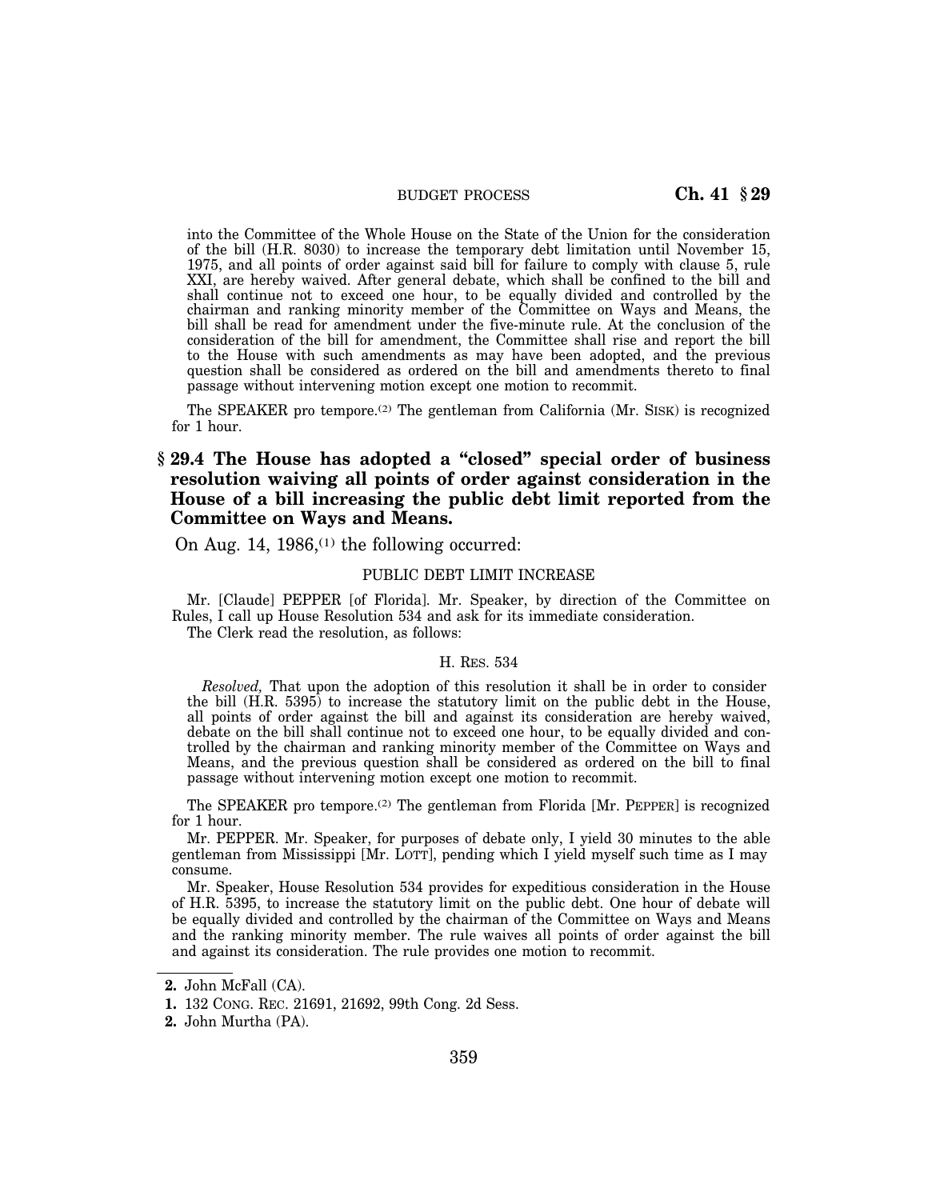into the Committee of the Whole House on the State of the Union for the consideration of the bill (H.R. 8030) to increase the temporary debt limitation until November 15, 1975, and all points of order against said bill for failure to comply with clause 5, rule XXI, are hereby waived. After general debate, which shall be confined to the bill and shall continue not to exceed one hour, to be equally divided and controlled by the chairman and ranking minority member of the Committee on Ways and Means, the bill shall be read for amendment under the five-minute rule. At the conclusion of the consideration of the bill for amendment, the Committee shall rise and report the bill to the House with such amendments as may have been adopted, and the previous question shall be considered as ordered on the bill and amendments thereto to final passage without intervening motion except one motion to recommit.

The SPEAKER pro tempore.(2) The gentleman from California (Mr. SISK) is recognized for 1 hour.

### § 29.4 The House has adopted a "closed" special order of business resolution waiving all points of order against consideration in the House of a bill increasing the public debt limit reported from the Committee on Ways and Means.

On Aug. 14, 1986,(1) the following occurred:

PUBLIC DEBT LIMIT INCREASE

Mr. [Claude] PEPPER [of Florida]. Mr. Speaker, by direction of the Committee on Rules, I call up House Resolution 534 and ask for its immediate consideration.

The Clerk read the resolution, as follows:

H. RES. 534

*Resolved,* That upon the adoption of this resolution it shall be in order to consider the bill (H.R. 5395) to increase the statutory limit on the public debt in the House, all points of order against the bill and against its consideration are hereby waived, debate on the bill shall continue not to exceed one hour, to be equally divided and controlled by the chairman and ranking minority member of the Committee on Ways and Means, and the previous question shall be considered as ordered on the bill to final passage without intervening motion except one motion to recommit.

The SPEAKER pro tempore.(2) The gentleman from Florida [Mr. PEPPER] is recognized for 1 hour.

Mr. PEPPER. Mr. Speaker, for purposes of debate only, I yield 30 minutes to the able gentleman from Mississippi [Mr. LOTT], pending which I yield myself such time as I may consume.

Mr. Speaker, House Resolution 534 provides for expeditious consideration in the House of H.R. 5395, to increase the statutory limit on the public debt. One hour of debate will be equally divided and controlled by the chairman of the Committee on Ways and Means and the ranking minority member. The rule waives all points of order against the bill and against its consideration. The rule provides one motion to recommit.

---

**2.** John McFall (CA).

**1.** 132 CONG. REC. 21691, 21692, 99th Cong. 2d Sess.

**2.** John Murtha (PA).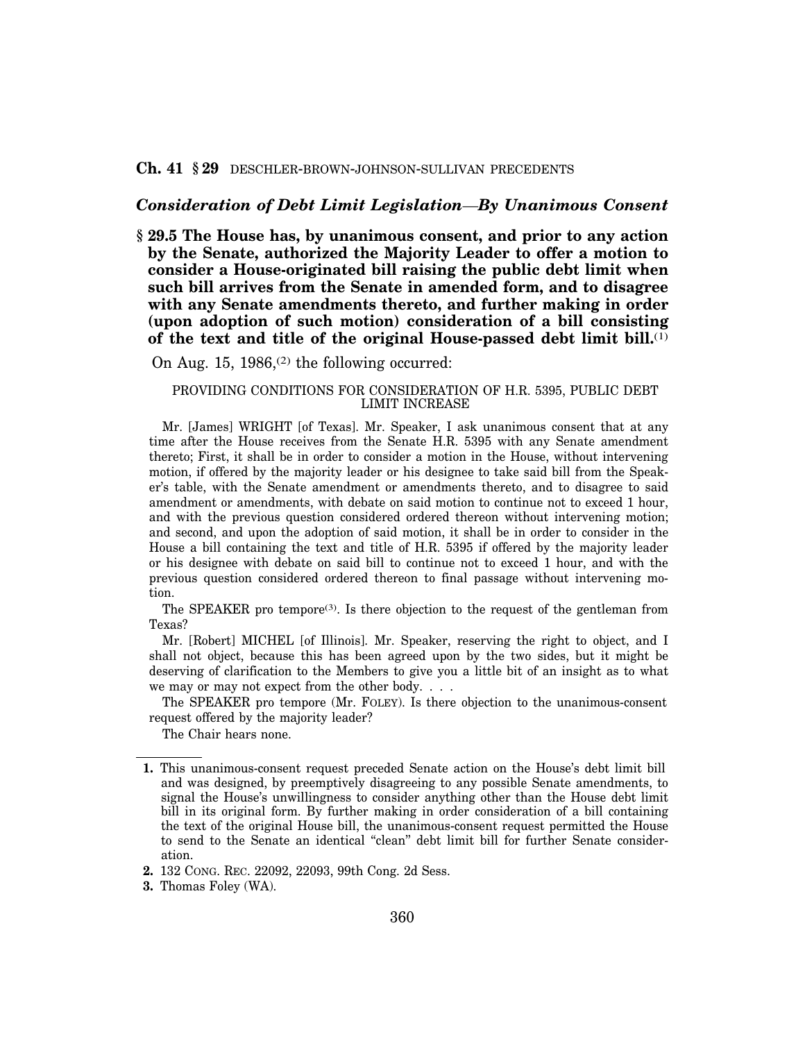### *Consideration of Debt Limit Legislation—By Unanimous Consent*

**§ 29.5 The House has, by unanimous consent, and prior to any action by the Senate, authorized the Majority Leader to offer a motion to consider a House-originated bill raising the public debt limit when such bill arrives from the Senate in amended form, and to disagree with any Senate amendments thereto, and further making in order (upon adoption of such motion) consideration of a bill consisting of the text and title of the original House-passed debt limit bill.**[1]

On Aug. 15, 1986,[2] the following occurred:

PROVIDING CONDITIONS FOR CONSIDERATION OF H.R. 5395, PUBLIC DEBT LIMIT INCREASE

Mr. [James] WRIGHT [of Texas]. Mr. Speaker, I ask unanimous consent that at any time after the House receives from the Senate H.R. 5395 with any Senate amendment thereto; First, it shall be in order to consider a motion in the House, without intervening motion, if offered by the majority leader or his designee to take said bill from the Speaker's table, with the Senate amendment or amendments thereto, and to disagree to said amendment or amendments, with debate on said motion to continue not to exceed 1 hour, and with the previous question considered ordered thereon without intervening motion; and second, and upon the adoption of said motion, it shall be in order to consider in the House a bill containing the text and title of H.R. 5395 if offered by the majority leader or his designee with debate on said bill to continue not to exceed 1 hour, and with the previous question considered ordered thereon to final passage without intervening motion.

The SPEAKER pro tempore[3]. Is there objection to the request of the gentleman from Texas?

Mr. [Robert] MICHEL [of Illinois]. Mr. Speaker, reserving the right to object, and I shall not object, because this has been agreed upon by the two sides, but it might be deserving of clarification to the Members to give you a little bit of an insight as to what we may or may not expect from the other body. . . .

The SPEAKER pro tempore (Mr. FOLEY). Is there objection to the unanimous-consent request offered by the majority leader?

The Chair hears none.

---

**1.** This unanimous-consent request preceded Senate action on the House's debt limit bill and was designed, by preemptively disagreeing to any possible Senate amendments, to signal the House's unwillingness to consider anything other than the House debt limit bill in its original form. By further making in order consideration of a bill containing the text of the original House bill, the unanimous-consent request permitted the House to send to the Senate an identical "clean" debt limit bill for further Senate consideration.

**2.** 132 CONG. REC. 22092, 22093, 99th Cong. 2d Sess.

**3.** Thomas Foley (WA).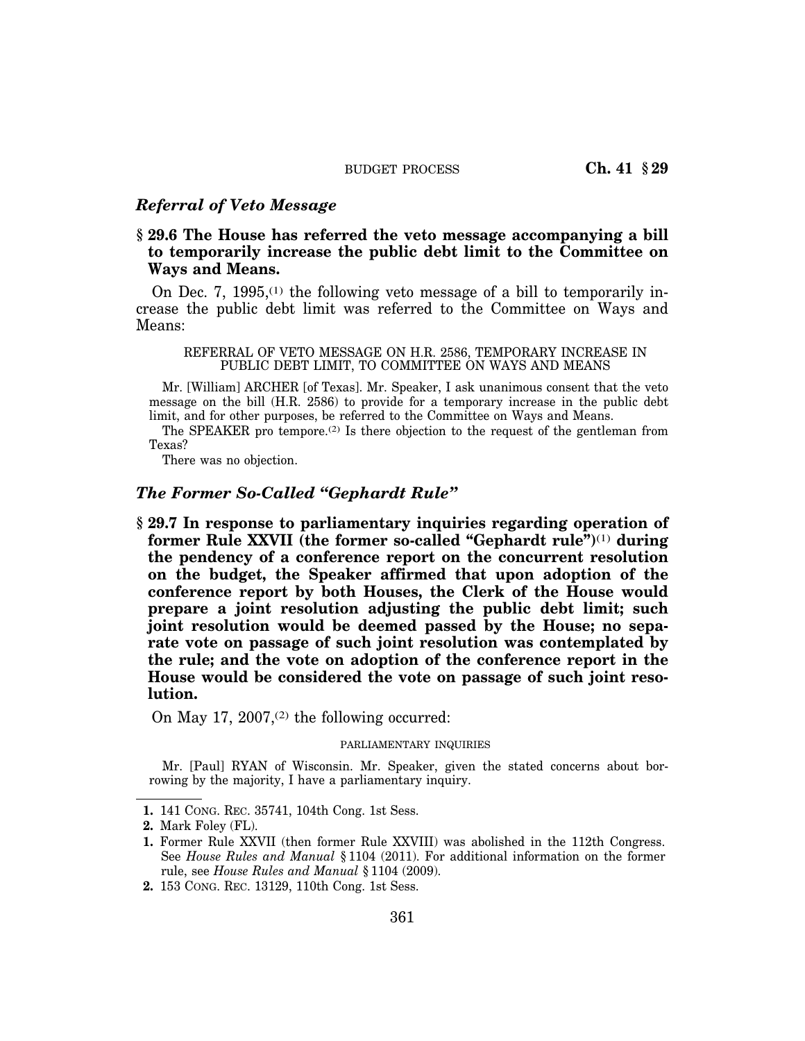### *Referral of Veto Message*

**§ 29.6 The House has referred the veto message accompanying a bill to temporarily increase the public debt limit to the Committee on Ways and Means.**

On Dec. 7, 1995,[1] the following veto message of a bill to temporarily increase the public debt limit was referred to the Committee on Ways and Means:

REFERRAL OF VETO MESSAGE ON H.R. 2586, TEMPORARY INCREASE IN PUBLIC DEBT LIMIT, TO COMMITTEE ON WAYS AND MEANS

Mr. [William] ARCHER [of Texas]. Mr. Speaker, I ask unanimous consent that the veto message on the bill (H.R. 2586) to provide for a temporary increase in the public debt limit, and for other purposes, be referred to the Committee on Ways and Means.

The SPEAKER pro tempore.[2] Is there objection to the request of the gentleman from Texas?

There was no objection.

### *The Former So-Called "Gephardt Rule"*

**§ 29.7 In response to parliamentary inquiries regarding operation of former Rule XXVII (the former so-called "Gephardt rule")[1] during the pendency of a conference report on the concurrent resolution on the budget, the Speaker affirmed that upon adoption of the conference report by both Houses, the Clerk of the House would prepare a joint resolution adjusting the public debt limit; such joint resolution would be deemed passed by the House; no separate vote on passage of such joint resolution was contemplated by the rule; and the vote on adoption of the conference report in the House would be considered the vote on passage of such joint resolution.**

On May 17, 2007,[2] the following occurred:

PARLIAMENTARY INQUIRIES

Mr. [Paul] RYAN of Wisconsin. Mr. Speaker, given the stated concerns about borrowing by the majority, I have a parliamentary inquiry.

---

1. 141 CONG. REC. 35741, 104th Cong. 1st Sess.
2. Mark Foley (FL).

1. Former Rule XXVII (then former Rule XXVIII) was abolished in the 112th Congress. See *House Rules and Manual* § 1104 (2011). For additional information on the former rule, see *House Rules and Manual* § 1104 (2009).
2. 153 CONG. REC. 13129, 110th Cong. 1st Sess.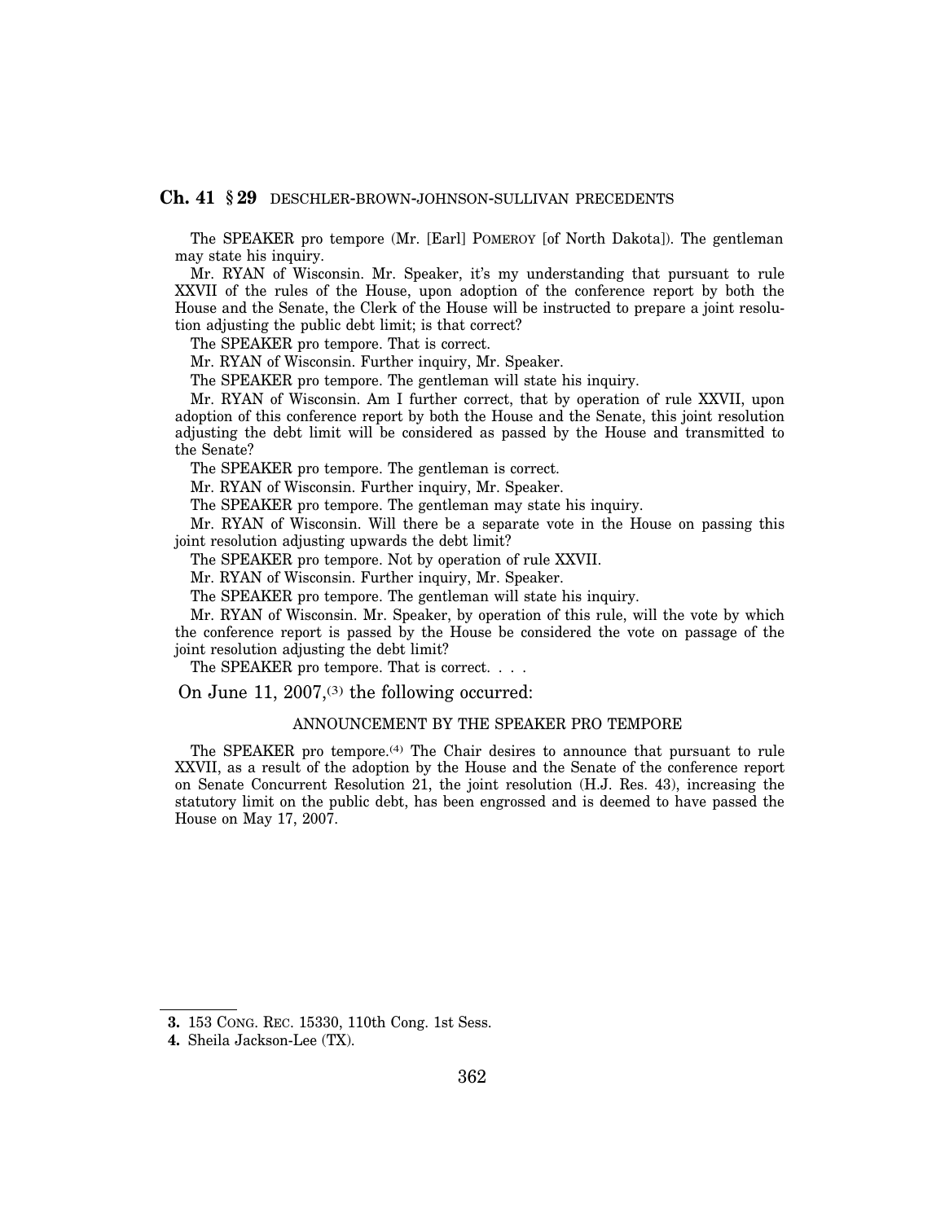The SPEAKER pro tempore (Mr. [Earl] POMEROY [of North Dakota]). The gentleman may state his inquiry.

Mr. RYAN of Wisconsin. Mr. Speaker, it's my understanding that pursuant to rule XXVII of the rules of the House, upon adoption of the conference report by both the House and the Senate, the Clerk of the House will be instructed to prepare a joint resolution adjusting the public debt limit; is that correct?

The SPEAKER pro tempore. That is correct.

Mr. RYAN of Wisconsin. Further inquiry, Mr. Speaker.

The SPEAKER pro tempore. The gentleman will state his inquiry.

Mr. RYAN of Wisconsin. Am I further correct, that by operation of rule XXVII, upon adoption of this conference report by both the House and the Senate, this joint resolution adjusting the debt limit will be considered as passed by the House and transmitted to the Senate?

The SPEAKER pro tempore. The gentleman is correct.

Mr. RYAN of Wisconsin. Further inquiry, Mr. Speaker.

The SPEAKER pro tempore. The gentleman may state his inquiry.

Mr. RYAN of Wisconsin. Will there be a separate vote in the House on passing this joint resolution adjusting upwards the debt limit?

The SPEAKER pro tempore. Not by operation of rule XXVII.

Mr. RYAN of Wisconsin. Further inquiry, Mr. Speaker.

The SPEAKER pro tempore. The gentleman will state his inquiry.

Mr. RYAN of Wisconsin. Mr. Speaker, by operation of this rule, will the vote by which the conference report is passed by the House be considered the vote on passage of the joint resolution adjusting the debt limit?

The SPEAKER pro tempore. That is correct. . . .

On June 11, 2007,[3] the following occurred:

ANNOUNCEMENT BY THE SPEAKER PRO TEMPORE

The SPEAKER pro tempore.[4] The Chair desires to announce that pursuant to rule XXVII, as a result of the adoption by the House and the Senate of the conference report on Senate Concurrent Resolution 21, the joint resolution (H.J. Res. 43), increasing the statutory limit on the public debt, has been engrossed and is deemed to have passed the House on May 17, 2007.

---

**3.** 153 CONG. REC. 15330, 110th Cong. 1st Sess.

**4.** Sheila Jackson-Lee (TX).